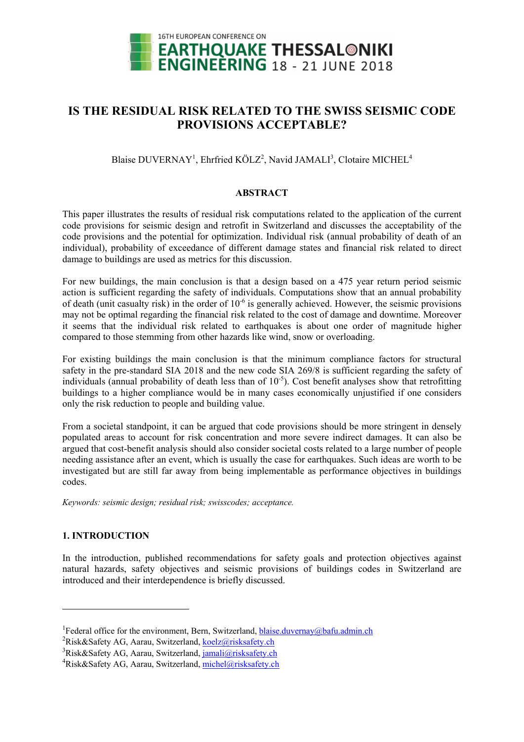16TH EUROPEAN CONFERENCE ON EARTHQUAKE ENGINEERING THESSALONIKI 18 - 21 JUNE 2018

# IS THE RESIDUAL RISK RELATED TO THE SWISS SEISMIC CODE PROVISIONS ACCEPTABLE?

Blaise DUVERNAY[1], Ehrfried KÖLZ[2], Navid JAMALI[3], Clotaire MICHEL[4]

## ABSTRACT

This paper illustrates the results of residual risk computations related to the application of the current code provisions for seismic design and retrofit in Switzerland and discusses the acceptability of the code provisions and the potential for optimization. Individual risk (annual probability of death of an individual), probability of exceedance of different damage states and financial risk related to direct damage to buildings are used as metrics for this discussion.

For new buildings, the main conclusion is that a design based on a 475 year return period seismic action is sufficient regarding the safety of individuals. Computations show that an annual probability of death (unit casualty risk) in the order of $10^{-6}$ is generally achieved. However, the seismic provisions may not be optimal regarding the financial risk related to the cost of damage and downtime. Moreover it seems that the individual risk related to earthquakes is about one order of magnitude higher compared to those stemming from other hazards like wind, snow or overloading.

For existing buildings the main conclusion is that the minimum compliance factors for structural safety in the pre-standard SIA 2018 and the new code SIA 269/8 is sufficient regarding the safety of individuals (annual probability of death less than of $10^{-5}$). Cost benefit analyses show that retrofitting buildings to a higher compliance would be in many cases economically unjustified if one considers only the risk reduction to people and building value.

From a societal standpoint, it can be argued that code provisions should be more stringent in densely populated areas to account for risk concentration and more severe indirect damages. It can also be argued that cost-benefit analysis should also consider societal costs related to a large number of people needing assistance after an event, which is usually the case for earthquakes. Such ideas are worth to be investigated but are still far away from being implementable as performance objectives in buildings codes.

*Keywords: seismic design; residual risk; swisscodes; acceptance.*

## 1. INTRODUCTION

In the introduction, published recommendations for safety goals and protection objectives against natural hazards, safety objectives and seismic provisions of buildings codes in Switzerland are introduced and their interdependence is briefly discussed.

---

[1]Federal office for the environment, Bern, Switzerland, blaise.duvernay@bafu.admin.ch
[2]Risk&Safety AG, Aarau, Switzerland, koelz@risksafety.ch
[3]Risk&Safety AG, Aarau, Switzerland, jamali@risksafety.ch
[4]Risk&Safety AG, Aarau, Switzerland, michel@risksafety.ch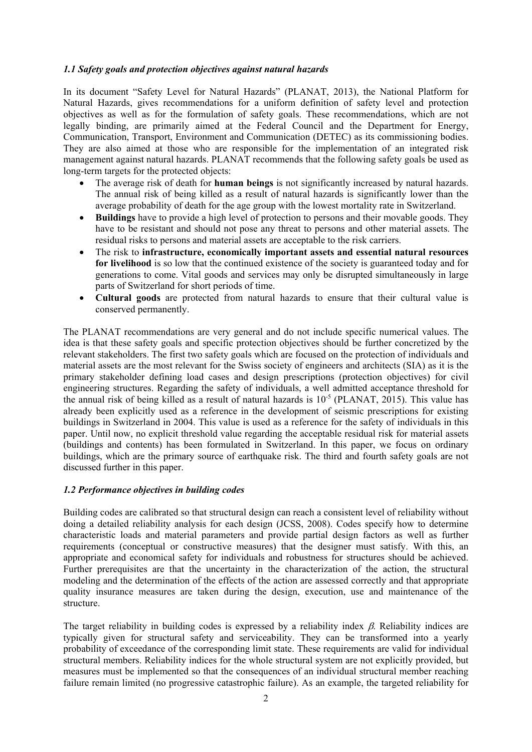### *1.1 Safety goals and protection objectives against natural hazards*

In its document "Safety Level for Natural Hazards" (PLANAT, 2013), the National Platform for Natural Hazards, gives recommendations for a uniform definition of safety level and protection objectives as well as for the formulation of safety goals. These recommendations, which are not legally binding, are primarily aimed at the Federal Council and the Department for Energy, Communication, Transport, Environment and Communication (DETEC) as its commissioning bodies. They are also aimed at those who are responsible for the implementation of an integrated risk management against natural hazards. PLANAT recommends that the following safety goals be used as long-term targets for the protected objects:

- The average risk of death for **human beings** is not significantly increased by natural hazards. The annual risk of being killed as a result of natural hazards is significantly lower than the average probability of death for the age group with the lowest mortality rate in Switzerland.
- **Buildings** have to provide a high level of protection to persons and their movable goods. They have to be resistant and should not pose any threat to persons and other material assets. The residual risks to persons and material assets are acceptable to the risk carriers.
- The risk to **infrastructure, economically important assets and essential natural resources for livelihood** is so low that the continued existence of the society is guaranteed today and for generations to come. Vital goods and services may only be disrupted simultaneously in large parts of Switzerland for short periods of time.
- **Cultural goods** are protected from natural hazards to ensure that their cultural value is conserved permanently.

The PLANAT recommendations are very general and do not include specific numerical values. The idea is that these safety goals and specific protection objectives should be further concretized by the relevant stakeholders. The first two safety goals which are focused on the protection of individuals and material assets are the most relevant for the Swiss society of engineers and architects (SIA) as it is the primary stakeholder defining load cases and design prescriptions (protection objectives) for civil engineering structures. Regarding the safety of individuals, a well admitted acceptance threshold for the annual risk of being killed as a result of natural hazards is $10^{-5}$ (PLANAT, 2015). This value has already been explicitly used as a reference in the development of seismic prescriptions for existing buildings in Switzerland in 2004. This value is used as a reference for the safety of individuals in this paper. Until now, no explicit threshold value regarding the acceptable residual risk for material assets (buildings and contents) has been formulated in Switzerland. In this paper, we focus on ordinary buildings, which are the primary source of earthquake risk. The third and fourth safety goals are not discussed further in this paper.

### *1.2 Performance objectives in building codes*

Building codes are calibrated so that structural design can reach a consistent level of reliability without doing a detailed reliability analysis for each design (JCSS, 2008). Codes specify how to determine characteristic loads and material parameters and provide partial design factors as well as further requirements (conceptual or constructive measures) that the designer must satisfy. With this, an appropriate and economical safety for individuals and robustness for structures should be achieved. Further prerequisites are that the uncertainty in the characterization of the action, the structural modeling and the determination of the effects of the action are assessed correctly and that appropriate quality insurance measures are taken during the design, execution, use and maintenance of the structure.

The target reliability in building codes is expressed by a reliability index $\beta$. Reliability indices are typically given for structural safety and serviceability. They can be transformed into a yearly probability of exceedance of the corresponding limit state. These requirements are valid for individual structural members. Reliability indices for the whole structural system are not explicitly provided, but measures must be implemented so that the consequences of an individual structural member reaching failure remain limited (no progressive catastrophic failure). As an example, the targeted reliability for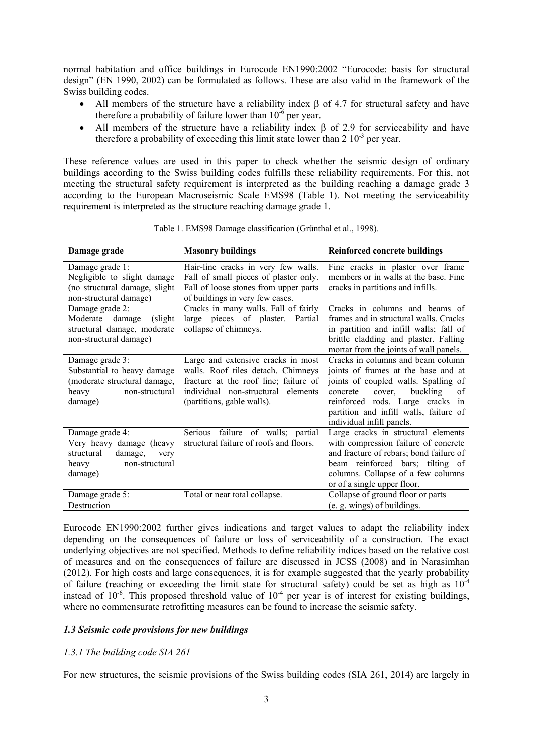normal habitation and office buildings in Eurocode EN1990:2002 "Eurocode: basis for structural design" (EN 1990, 2002) can be formulated as follows. These are also valid in the framework of the Swiss building codes.

- All members of the structure have a reliability index β of 4.7 for structural safety and have therefore a probability of failure lower than $10^{-6}$ per year.
- All members of the structure have a reliability index β of 2.9 for serviceability and have therefore a probability of exceeding this limit state lower than $2\ 10^{-3}$ per year.

These reference values are used in this paper to check whether the seismic design of ordinary buildings according to the Swiss building codes fulfills these reliability requirements. For this, not meeting the structural safety requirement is interpreted as the building reaching a damage grade 3 according to the European Macroseismic Scale EMS98 (Table 1). Not meeting the serviceability requirement is interpreted as the structure reaching damage grade 1.

Table 1. EMS98 Damage classification (Grünthal et al., 1998).

| Damage grade | Masonry buildings | Reinforced concrete buildings |
|---|---|---|
| Damage grade 1: Negligible to slight damage (no structural damage, slight non-structural damage) | Hair-line cracks in very few walls. Fall of small pieces of plaster only. Fall of loose stones from upper parts of buildings in very few cases. | Fine cracks in plaster over frame members or in walls at the base. Fine cracks in partitions and infills. |
| Damage grade 2: Moderate damage (slight structural damage, moderate non-structural damage) | Cracks in many walls. Fall of fairly large pieces of plaster. Partial collapse of chimneys. | Cracks in columns and beams of frames and in structural walls. Cracks in partition and infill walls; fall of brittle cladding and plaster. Falling mortar from the joints of wall panels. |
| Damage grade 3: Substantial to heavy damage (moderate structural damage, heavy non-structural damage) | Large and extensive cracks in most walls. Roof tiles detach. Chimneys fracture at the roof line; failure of individual non-structural elements (partitions, gable walls). | Cracks in columns and beam column joints of frames at the base and at joints of coupled walls. Spalling of concrete cover, buckling of reinforced rods. Large cracks in partition and infill walls, failure of individual infill panels. |
| Damage grade 4: Very heavy damage (heavy structural damage, very heavy non-structural damage) | Serious failure of walls; partial structural failure of roofs and floors. | Large cracks in structural elements with compression failure of concrete and fracture of rebars; bond failure of beam reinforced bars; tilting of columns. Collapse of a few columns or of a single upper floor. |
| Damage grade 5: Destruction | Total or near total collapse. | Collapse of ground floor or parts (e. g. wings) of buildings. |

Eurocode EN1990:2002 further gives indications and target values to adapt the reliability index depending on the consequences of failure or loss of serviceability of a construction. The exact underlying objectives are not specified. Methods to define reliability indices based on the relative cost of measures and on the consequences of failure are discussed in JCSS (2008) and in Narasimhan (2012). For high costs and large consequences, it is for example suggested that the yearly probability of failure (reaching or exceeding the limit state for structural safety) could be set as high as $10^{-4}$ instead of $10^{-6}$. This proposed threshold value of $10^{-4}$ per year is of interest for existing buildings, where no commensurate retrofitting measures can be found to increase the seismic safety.

### *1.3 Seismic code provisions for new buildings*

#### *1.3.1 The building code SIA 261*

For new structures, the seismic provisions of the Swiss building codes (SIA 261, 2014) are largely in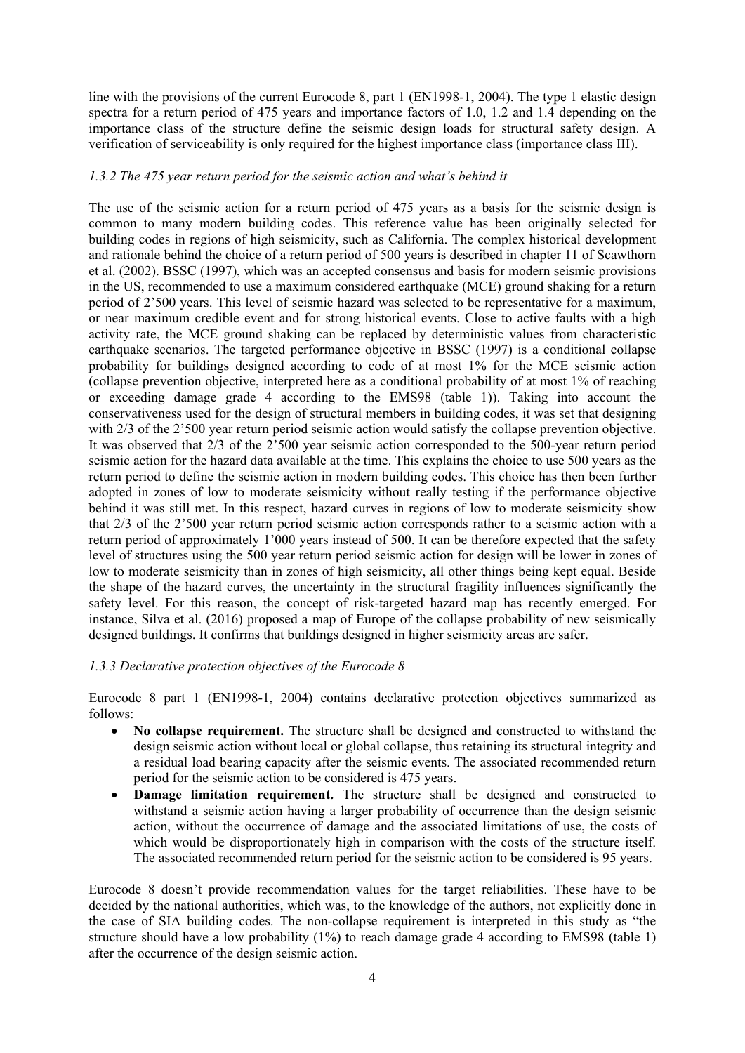line with the provisions of the current Eurocode 8, part 1 (EN1998-1, 2004). The type 1 elastic design spectra for a return period of 475 years and importance factors of 1.0, 1.2 and 1.4 depending on the importance class of the structure define the seismic design loads for structural safety design. A verification of serviceability is only required for the highest importance class (importance class III).

### *1.3.2 The 475 year return period for the seismic action and what's behind it*

The use of the seismic action for a return period of 475 years as a basis for the seismic design is common to many modern building codes. This reference value has been originally selected for building codes in regions of high seismicity, such as California. The complex historical development and rationale behind the choice of a return period of 500 years is described in chapter 11 of Scawthorn et al. (2002). BSSC (1997), which was an accepted consensus and basis for modern seismic provisions in the US, recommended to use a maximum considered earthquake (MCE) ground shaking for a return period of 2'500 years. This level of seismic hazard was selected to be representative for a maximum, or near maximum credible event and for strong historical events. Close to active faults with a high activity rate, the MCE ground shaking can be replaced by deterministic values from characteristic earthquake scenarios. The targeted performance objective in BSSC (1997) is a conditional collapse probability for buildings designed according to code of at most 1% for the MCE seismic action (collapse prevention objective, interpreted here as a conditional probability of at most 1% of reaching or exceeding damage grade 4 according to the EMS98 (table 1)). Taking into account the conservativeness used for the design of structural members in building codes, it was set that designing with 2/3 of the 2'500 year return period seismic action would satisfy the collapse prevention objective. It was observed that 2/3 of the 2'500 year seismic action corresponded to the 500-year return period seismic action for the hazard data available at the time. This explains the choice to use 500 years as the return period to define the seismic action in modern building codes. This choice has then been further adopted in zones of low to moderate seismicity without really testing if the performance objective behind it was still met. In this respect, hazard curves in regions of low to moderate seismicity show that 2/3 of the 2'500 year return period seismic action corresponds rather to a seismic action with a return period of approximately 1'000 years instead of 500. It can be therefore expected that the safety level of structures using the 500 year return period seismic action for design will be lower in zones of low to moderate seismicity than in zones of high seismicity, all other things being kept equal. Beside the shape of the hazard curves, the uncertainty in the structural fragility influences significantly the safety level. For this reason, the concept of risk-targeted hazard map has recently emerged. For instance, Silva et al. (2016) proposed a map of Europe of the collapse probability of new seismically designed buildings. It confirms that buildings designed in higher seismicity areas are safer.

### *1.3.3 Declarative protection objectives of the Eurocode 8*

Eurocode 8 part 1 (EN1998-1, 2004) contains declarative protection objectives summarized as follows:

- **No collapse requirement.** The structure shall be designed and constructed to withstand the design seismic action without local or global collapse, thus retaining its structural integrity and a residual load bearing capacity after the seismic events. The associated recommended return period for the seismic action to be considered is 475 years.
- **Damage limitation requirement.** The structure shall be designed and constructed to withstand a seismic action having a larger probability of occurrence than the design seismic action, without the occurrence of damage and the associated limitations of use, the costs of which would be disproportionately high in comparison with the costs of the structure itself. The associated recommended return period for the seismic action to be considered is 95 years.

Eurocode 8 doesn't provide recommendation values for the target reliabilities. These have to be decided by the national authorities, which was, to the knowledge of the authors, not explicitly done in the case of SIA building codes. The non-collapse requirement is interpreted in this study as "the structure should have a low probability (1%) to reach damage grade 4 according to EMS98 (table 1) after the occurrence of the design seismic action.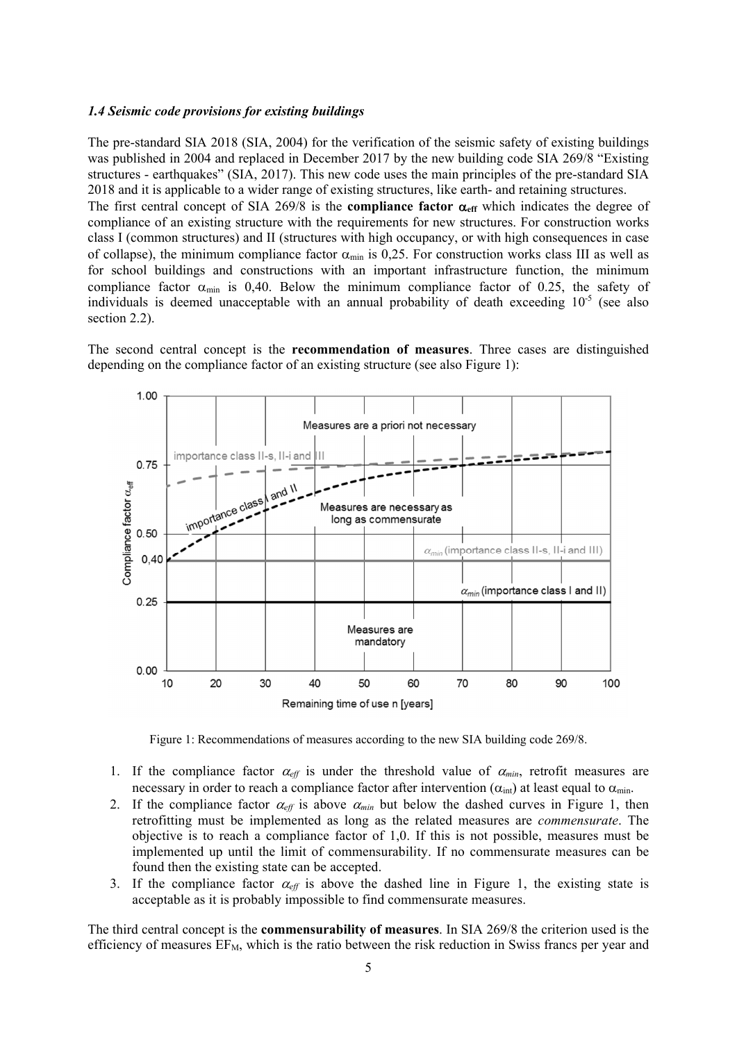### *1.4 Seismic code provisions for existing buildings*

The pre-standard SIA 2018 (SIA, 2004) for the verification of the seismic safety of existing buildings was published in 2004 and replaced in December 2017 by the new building code SIA 269/8 "Existing structures - earthquakes" (SIA, 2017). This new code uses the main principles of the pre-standard SIA 2018 and it is applicable to a wider range of existing structures, like earth- and retaining structures.

The first central concept of SIA 269/8 is the **compliance factor $\alpha_{eff}$** which indicates the degree of compliance of an existing structure with the requirements for new structures. For construction works class I (common structures) and II (structures with high occupancy, or with high consequences in case of collapse), the minimum compliance factor $\alpha_{min}$ is 0,25. For construction works class III as well as for school buildings and constructions with an important infrastructure function, the minimum compliance factor $\alpha_{min}$ is 0,40. Below the minimum compliance factor of 0.25, the safety of individuals is deemed unacceptable with an annual probability of death exceeding $10^{-5}$ (see also section 2.2).

The second central concept is the **recommendation of measures**. Three cases are distinguished depending on the compliance factor of an existing structure (see also Figure 1):

Figure 1: Recommendations of measures according to the new SIA building code 269/8.

1. If the compliance factor $\alpha_{eff}$ is under the threshold value of $\alpha_{min}$, retrofit measures are necessary in order to reach a compliance factor after intervention ($\alpha_{int}$) at least equal to $\alpha_{min}$.
2. If the compliance factor $\alpha_{eff}$ is above $\alpha_{min}$ but below the dashed curves in Figure 1, then retrofitting must be implemented as long as the related measures are *commensurate*. The objective is to reach a compliance factor of 1,0. If this is not possible, measures must be implemented up until the limit of commensurability. If no commensurate measures can be found then the existing state can be accepted.
3. If the compliance factor $\alpha_{eff}$ is above the dashed line in Figure 1, the existing state is acceptable as it is probably impossible to find commensurate measures.

The third central concept is the **commensurability of measures**. In SIA 269/8 the criterion used is the efficiency of measures $EF_M$, which is the ratio between the risk reduction in Swiss francs per year and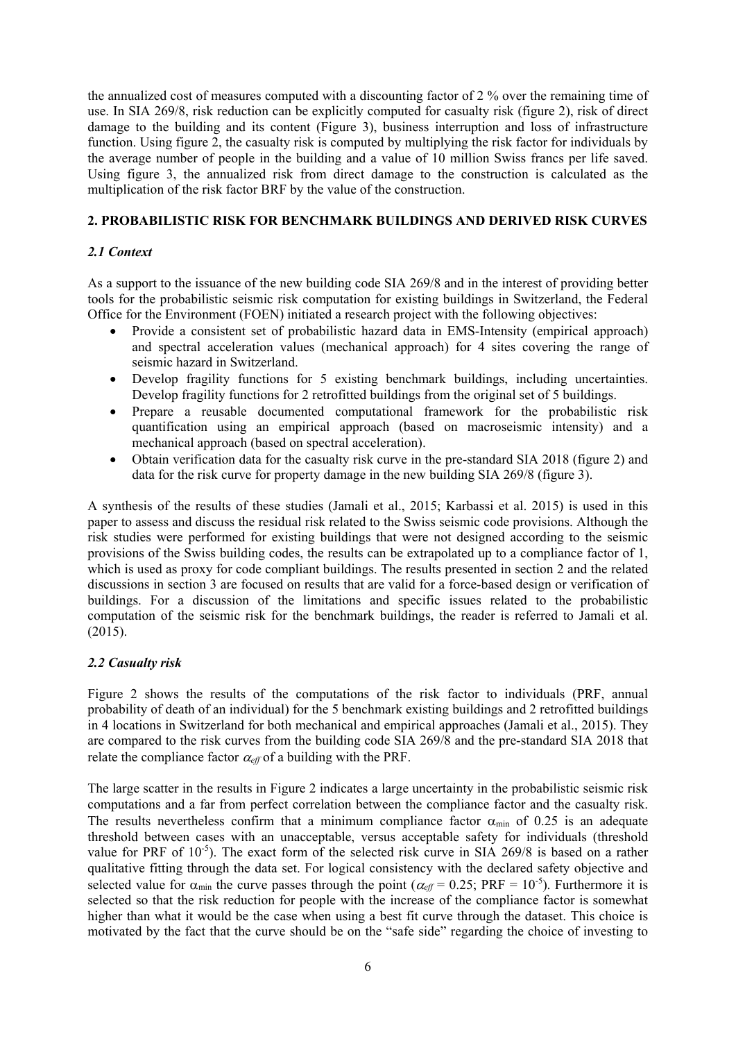the annualized cost of measures computed with a discounting factor of 2 % over the remaining time of use. In SIA 269/8, risk reduction can be explicitly computed for casualty risk (figure 2), risk of direct damage to the building and its content (Figure 3), business interruption and loss of infrastructure function. Using figure 2, the casualty risk is computed by multiplying the risk factor for individuals by the average number of people in the building and a value of 10 million Swiss francs per life saved. Using figure 3, the annualized risk from direct damage to the construction is calculated as the multiplication of the risk factor BRF by the value of the construction.

## 2. PROBABILISTIC RISK FOR BENCHMARK BUILDINGS AND DERIVED RISK CURVES

### *2.1 Context*

As a support to the issuance of the new building code SIA 269/8 and in the interest of providing better tools for the probabilistic seismic risk computation for existing buildings in Switzerland, the Federal Office for the Environment (FOEN) initiated a research project with the following objectives:

- Provide a consistent set of probabilistic hazard data in EMS-Intensity (empirical approach) and spectral acceleration values (mechanical approach) for 4 sites covering the range of seismic hazard in Switzerland.
- Develop fragility functions for 5 existing benchmark buildings, including uncertainties. Develop fragility functions for 2 retrofitted buildings from the original set of 5 buildings.
- Prepare a reusable documented computational framework for the probabilistic risk quantification using an empirical approach (based on macroseismic intensity) and a mechanical approach (based on spectral acceleration).
- Obtain verification data for the casualty risk curve in the pre-standard SIA 2018 (figure 2) and data for the risk curve for property damage in the new building SIA 269/8 (figure 3).

A synthesis of the results of these studies (Jamali et al., 2015; Karbassi et al. 2015) is used in this paper to assess and discuss the residual risk related to the Swiss seismic code provisions. Although the risk studies were performed for existing buildings that were not designed according to the seismic provisions of the Swiss building codes, the results can be extrapolated up to a compliance factor of 1, which is used as proxy for code compliant buildings. The results presented in section 2 and the related discussions in section 3 are focused on results that are valid for a force-based design or verification of buildings. For a discussion of the limitations and specific issues related to the probabilistic computation of the seismic risk for the benchmark buildings, the reader is referred to Jamali et al. (2015).

### *2.2 Casualty risk*

Figure 2 shows the results of the computations of the risk factor to individuals (PRF, annual probability of death of an individual) for the 5 benchmark existing buildings and 2 retrofitted buildings in 4 locations in Switzerland for both mechanical and empirical approaches (Jamali et al., 2015). They are compared to the risk curves from the building code SIA 269/8 and the pre-standard SIA 2018 that relate the compliance factor $\alpha_{eff}$ of a building with the PRF.

The large scatter in the results in Figure 2 indicates a large uncertainty in the probabilistic seismic risk computations and a far from perfect correlation between the compliance factor and the casualty risk. The results nevertheless confirm that a minimum compliance factor $\alpha_{min}$ of 0.25 is an adequate threshold between cases with an unacceptable, versus acceptable safety for individuals (threshold value for PRF of $10^{-5}$). The exact form of the selected risk curve in SIA 269/8 is based on a rather qualitative fitting through the data set. For logical consistency with the declared safety objective and selected value for $\alpha_{min}$ the curve passes through the point ($\alpha_{eff}$ = 0.25; PRF = $10^{-5}$). Furthermore it is selected so that the risk reduction for people with the increase of the compliance factor is somewhat higher than what it would be the case when using a best fit curve through the dataset. This choice is motivated by the fact that the curve should be on the "safe side" regarding the choice of investing to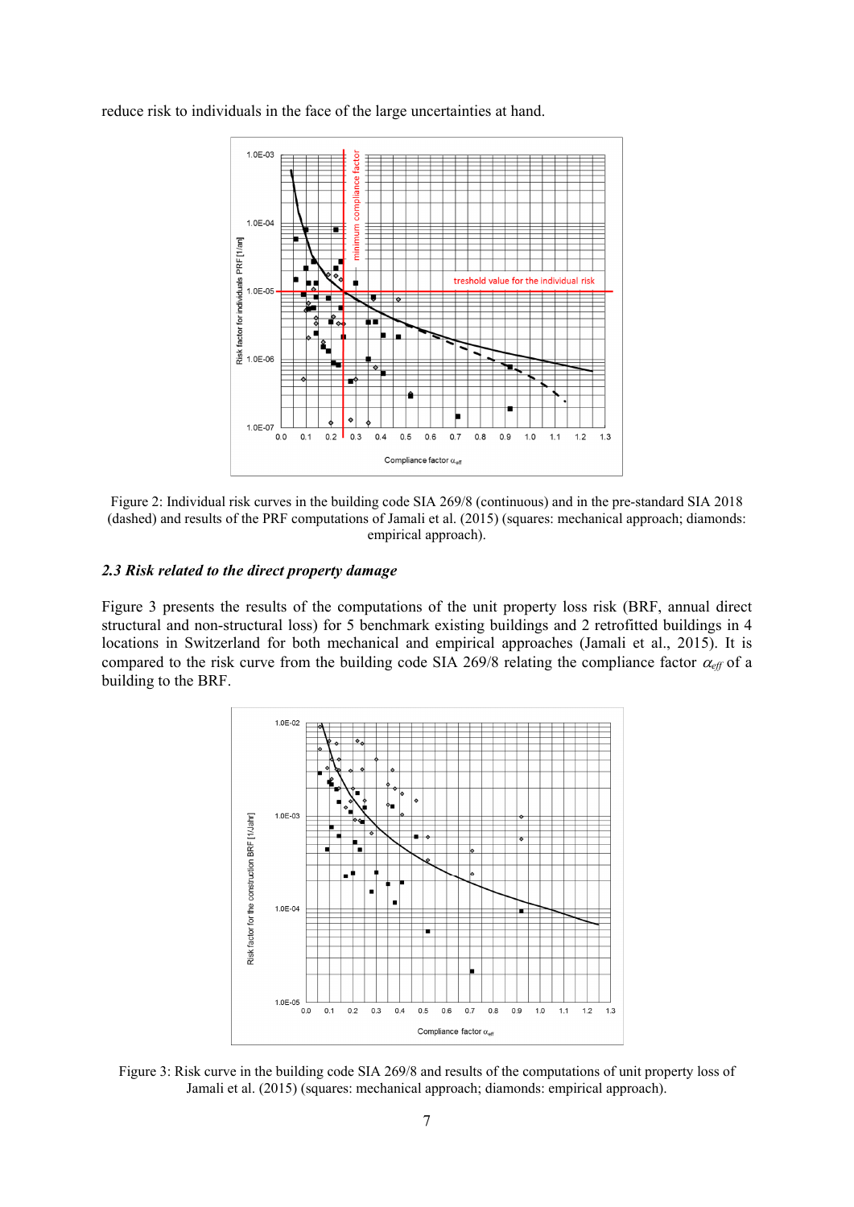reduce risk to individuals in the face of the large uncertainties at hand.

Figure 2: Individual risk curves in the building code SIA 269/8 (continuous) and in the pre-standard SIA 2018 (dashed) and results of the PRF computations of Jamali et al. (2015) (squares: mechanical approach; diamonds: empirical approach).

### *2.3 Risk related to the direct property damage*

Figure 3 presents the results of the computations of the unit property loss risk (BRF, annual direct structural and non-structural loss) for 5 benchmark existing buildings and 2 retrofitted buildings in 4 locations in Switzerland for both mechanical and empirical approaches (Jamali et al., 2015). It is compared to the risk curve from the building code SIA 269/8 relating the compliance factor $\alpha_{eff}$ of a building to the BRF.

Figure 3: Risk curve in the building code SIA 269/8 and results of the computations of unit property loss of Jamali et al. (2015) (squares: mechanical approach; diamonds: empirical approach).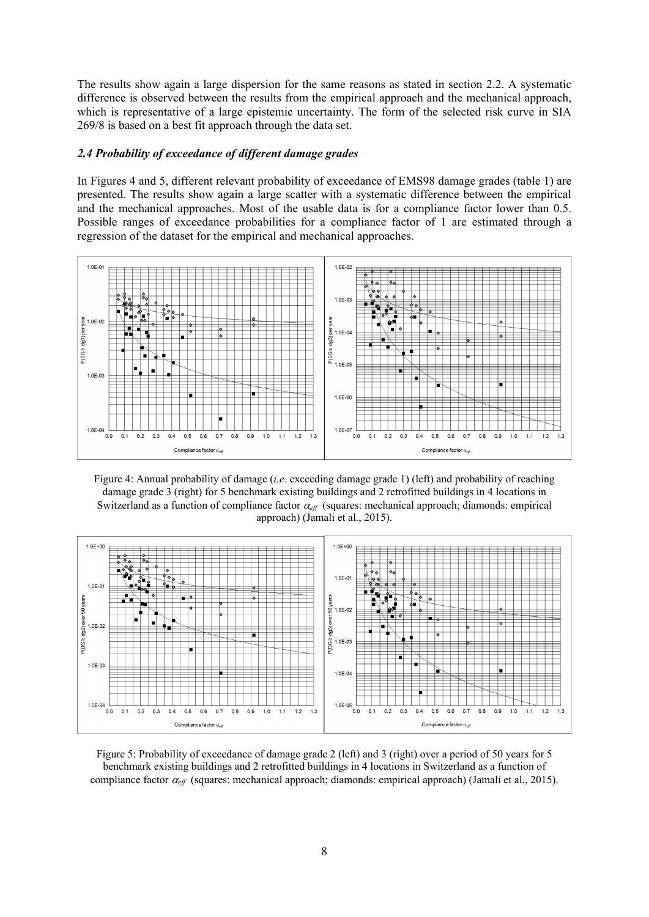The results show again a large dispersion for the same reasons as stated in section 2.2. A systematic difference is observed between the results from the empirical approach and the mechanical approach, which is representative of a large epistemic uncertainty. The form of the selected risk curve in SIA 269/8 is based on a best fit approach through the data set.

### *2.4 Probability of exceedance of different damage grades*

In Figures 4 and 5, different relevant probability of exceedance of EMS98 damage grades (table 1) are presented. The results show again a large scatter with a systematic difference between the empirical and the mechanical approaches. Most of the usable data is for a compliance factor lower than 0.5. Possible ranges of exceedance probabilities for a compliance factor of 1 are estimated through a regression of the dataset for the empirical and mechanical approaches.

Figure 4: Annual probability of damage (*i.e.* exceeding damage grade 1) (left) and probability of reaching damage grade 3 (right) for 5 benchmark existing buildings and 2 retrofitted buildings in 4 locations in Switzerland as a function of compliance factor $\alpha_{eff}$ (squares: mechanical approach; diamonds: empirical approach) (Jamali et al., 2015).

Figure 5: Probability of exceedance of damage grade 2 (left) and 3 (right) over a period of 50 years for 5 benchmark existing buildings and 2 retrofitted buildings in 4 locations in Switzerland as a function of compliance factor $\alpha_{eff}$ (squares: mechanical approach; diamonds: empirical approach) (Jamali et al., 2015).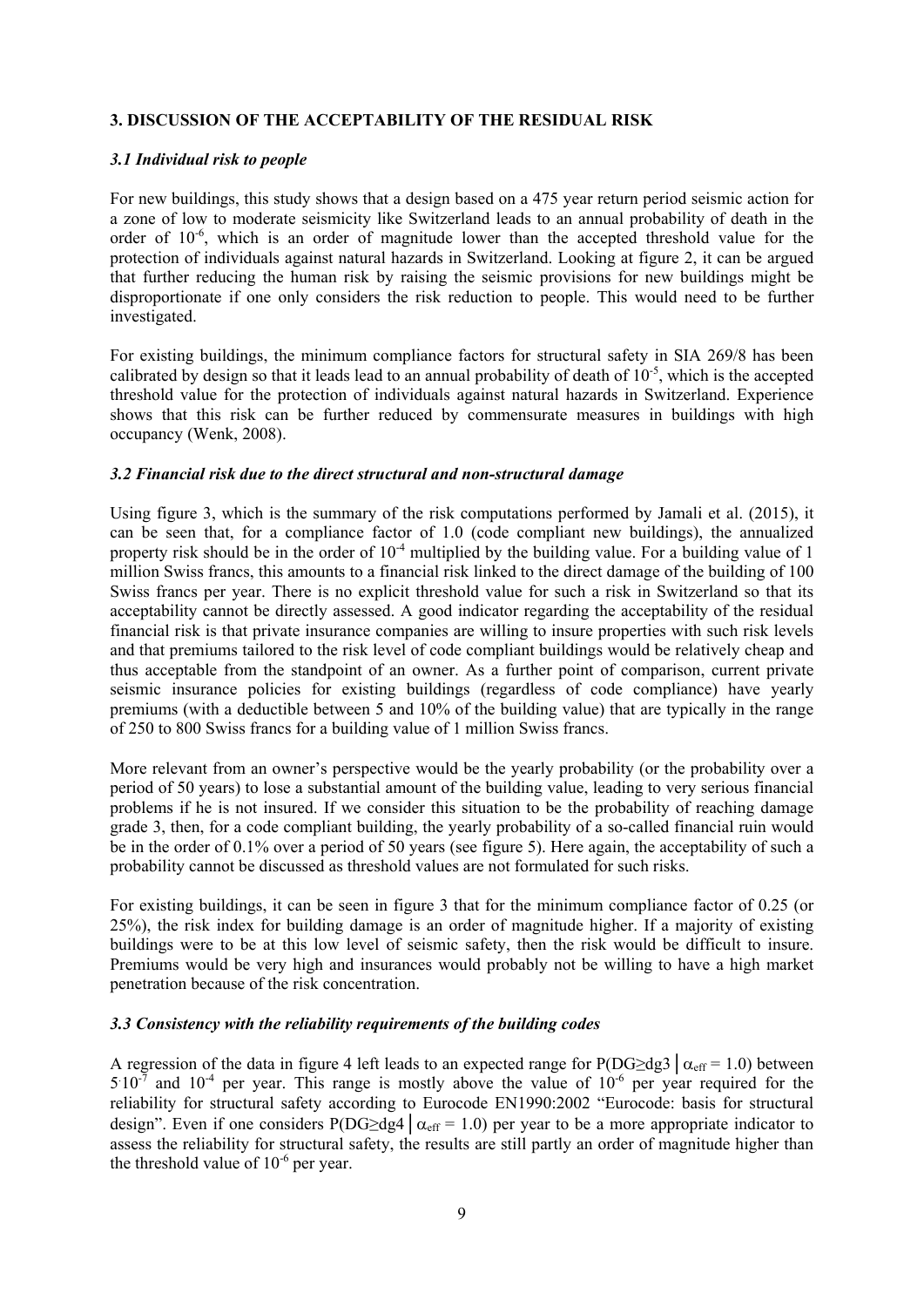## 3. DISCUSSION OF THE ACCEPTABILITY OF THE RESIDUAL RISK

### *3.1 Individual risk to people*

For new buildings, this study shows that a design based on a 475 year return period seismic action for a zone of low to moderate seismicity like Switzerland leads to an annual probability of death in the order of $10^{-6}$, which is an order of magnitude lower than the accepted threshold value for the protection of individuals against natural hazards in Switzerland. Looking at figure 2, it can be argued that further reducing the human risk by raising the seismic provisions for new buildings might be disproportionate if one only considers the risk reduction to people. This would need to be further investigated.

For existing buildings, the minimum compliance factors for structural safety in SIA 269/8 has been calibrated by design so that it leads lead to an annual probability of death of $10^{-5}$, which is the accepted threshold value for the protection of individuals against natural hazards in Switzerland. Experience shows that this risk can be further reduced by commensurate measures in buildings with high occupancy (Wenk, 2008).

### *3.2 Financial risk due to the direct structural and non-structural damage*

Using figure 3, which is the summary of the risk computations performed by Jamali et al. (2015), it can be seen that, for a compliance factor of 1.0 (code compliant new buildings), the annualized property risk should be in the order of $10^{-4}$ multiplied by the building value. For a building value of 1 million Swiss francs, this amounts to a financial risk linked to the direct damage of the building of 100 Swiss francs per year. There is no explicit threshold value for such a risk in Switzerland so that its acceptability cannot be directly assessed. A good indicator regarding the acceptability of the residual financial risk is that private insurance companies are willing to insure properties with such risk levels and that premiums tailored to the risk level of code compliant buildings would be relatively cheap and thus acceptable from the standpoint of an owner. As a further point of comparison, current private seismic insurance policies for existing buildings (regardless of code compliance) have yearly premiums (with a deductible between 5 and 10% of the building value) that are typically in the range of 250 to 800 Swiss francs for a building value of 1 million Swiss francs.

More relevant from an owner's perspective would be the yearly probability (or the probability over a period of 50 years) to lose a substantial amount of the building value, leading to very serious financial problems if he is not insured. If we consider this situation to be the probability of reaching damage grade 3, then, for a code compliant building, the yearly probability of a so-called financial ruin would be in the order of 0.1% over a period of 50 years (see figure 5). Here again, the acceptability of such a probability cannot be discussed as threshold values are not formulated for such risks.

For existing buildings, it can be seen in figure 3 that for the minimum compliance factor of 0.25 (or 25%), the risk index for building damage is an order of magnitude higher. If a majority of existing buildings were to be at this low level of seismic safety, then the risk would be difficult to insure. Premiums would be very high and insurances would probably not be willing to have a high market penetration because of the risk concentration.

### *3.3 Consistency with the reliability requirements of the building codes*

A regression of the data in figure 4 left leads to an expected range for $P(DG \geq dg3 \,|\, \alpha_{eff} = 1.0)$ between $5 \cdot 10^{-7}$ and $10^{-4}$ per year. This range is mostly above the value of $10^{-6}$ per year required for the reliability for structural safety according to Eurocode EN1990:2002 "Eurocode: basis for structural design". Even if one considers $P(DG \geq dg4 \,|\, \alpha_{eff} = 1.0)$ per year to be a more appropriate indicator to assess the reliability for structural safety, the results are still partly an order of magnitude higher than the threshold value of $10^{-6}$ per year.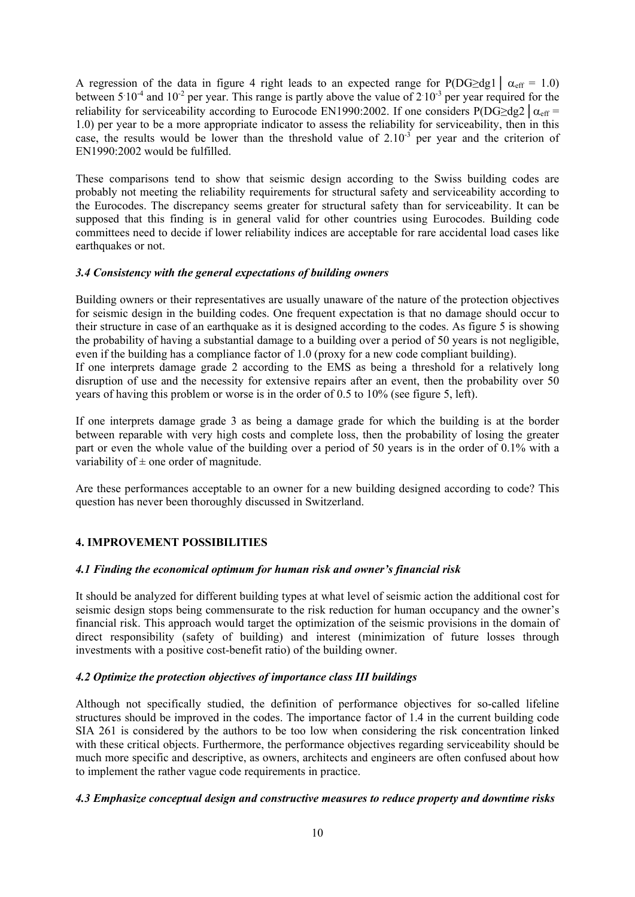A regression of the data in figure 4 right leads to an expected range for $P(DG \geq dg1 \mid \alpha_{eff} = 1.0)$ between $5 \cdot 10^{-4}$ and $10^{-2}$ per year. This range is partly above the value of $2 \cdot 10^{-3}$ per year required for the reliability for serviceability according to Eurocode EN1990:2002. If one considers $P(DG \geq dg2 \mid \alpha_{eff} = 1.0)$ per year to be a more appropriate indicator to assess the reliability for serviceability, then in this case, the results would be lower than the threshold value of $2.10^{-3}$ per year and the criterion of EN1990:2002 would be fulfilled.

These comparisons tend to show that seismic design according to the Swiss building codes are probably not meeting the reliability requirements for structural safety and serviceability according to the Eurocodes. The discrepancy seems greater for structural safety than for serviceability. It can be supposed that this finding is in general valid for other countries using Eurocodes. Building code committees need to decide if lower reliability indices are acceptable for rare accidental load cases like earthquakes or not.

### *3.4 Consistency with the general expectations of building owners*

Building owners or their representatives are usually unaware of the nature of the protection objectives for seismic design in the building codes. One frequent expectation is that no damage should occur to their structure in case of an earthquake as it is designed according to the codes. As figure 5 is showing the probability of having a substantial damage to a building over a period of 50 years is not negligible, even if the building has a compliance factor of 1.0 (proxy for a new code compliant building).
If one interprets damage grade 2 according to the EMS as being a threshold for a relatively long disruption of use and the necessity for extensive repairs after an event, then the probability over 50 years of having this problem or worse is in the order of 0.5 to 10% (see figure 5, left).

If one interprets damage grade 3 as being a damage grade for which the building is at the border between reparable with very high costs and complete loss, then the probability of losing the greater part or even the whole value of the building over a period of 50 years is in the order of 0.1% with a variability of ± one order of magnitude.

Are these performances acceptable to an owner for a new building designed according to code? This question has never been thoroughly discussed in Switzerland.

## 4. IMPROVEMENT POSSIBILITIES

### *4.1 Finding the economical optimum for human risk and owner's financial risk*

It should be analyzed for different building types at what level of seismic action the additional cost for seismic design stops being commensurate to the risk reduction for human occupancy and the owner's financial risk. This approach would target the optimization of the seismic provisions in the domain of direct responsibility (safety of building) and interest (minimization of future losses through investments with a positive cost-benefit ratio) of the building owner.

### *4.2 Optimize the protection objectives of importance class III buildings*

Although not specifically studied, the definition of performance objectives for so-called lifeline structures should be improved in the codes. The importance factor of 1.4 in the current building code SIA 261 is considered by the authors to be too low when considering the risk concentration linked with these critical objects. Furthermore, the performance objectives regarding serviceability should be much more specific and descriptive, as owners, architects and engineers are often confused about how to implement the rather vague code requirements in practice.

### *4.3 Emphasize conceptual design and constructive measures to reduce property and downtime risks*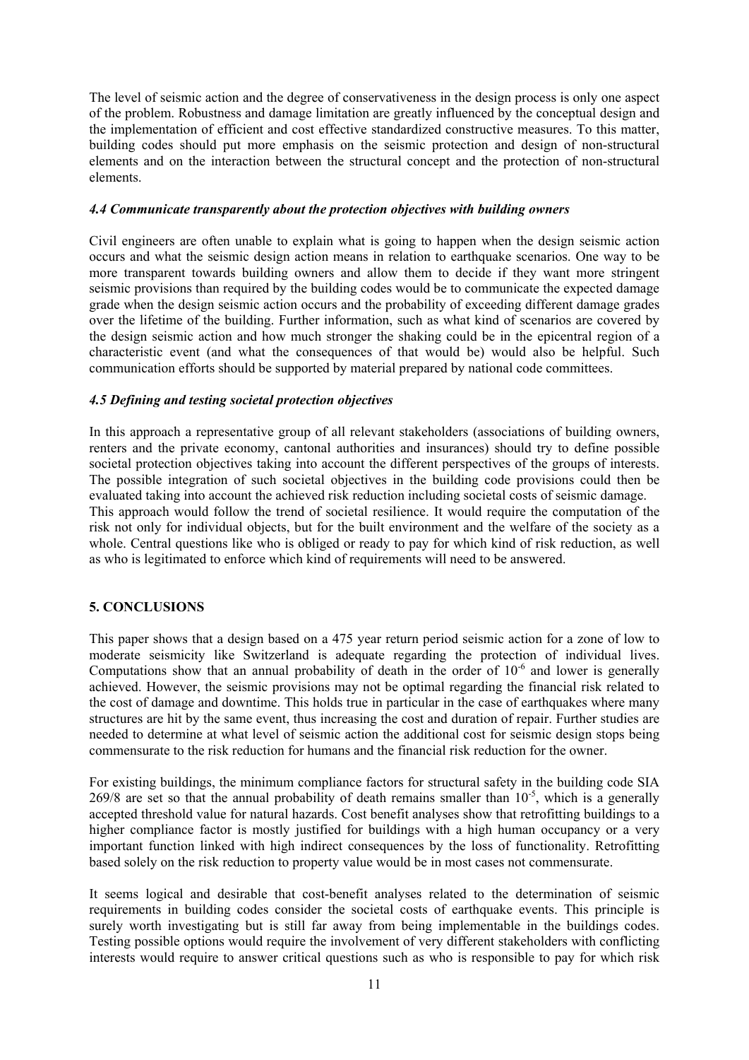The level of seismic action and the degree of conservativeness in the design process is only one aspect of the problem. Robustness and damage limitation are greatly influenced by the conceptual design and the implementation of efficient and cost effective standardized constructive measures. To this matter, building codes should put more emphasis on the seismic protection and design of non-structural elements and on the interaction between the structural concept and the protection of non-structural elements.

### *4.4 Communicate transparently about the protection objectives with building owners*

Civil engineers are often unable to explain what is going to happen when the design seismic action occurs and what the seismic design action means in relation to earthquake scenarios. One way to be more transparent towards building owners and allow them to decide if they want more stringent seismic provisions than required by the building codes would be to communicate the expected damage grade when the design seismic action occurs and the probability of exceeding different damage grades over the lifetime of the building. Further information, such as what kind of scenarios are covered by the design seismic action and how much stronger the shaking could be in the epicentral region of a characteristic event (and what the consequences of that would be) would also be helpful. Such communication efforts should be supported by material prepared by national code committees.

### *4.5 Defining and testing societal protection objectives*

In this approach a representative group of all relevant stakeholders (associations of building owners, renters and the private economy, cantonal authorities and insurances) should try to define possible societal protection objectives taking into account the different perspectives of the groups of interests. The possible integration of such societal objectives in the building code provisions could then be evaluated taking into account the achieved risk reduction including societal costs of seismic damage.
This approach would follow the trend of societal resilience. It would require the computation of the risk not only for individual objects, but for the built environment and the welfare of the society as a whole. Central questions like who is obliged or ready to pay for which kind of risk reduction, as well as who is legitimated to enforce which kind of requirements will need to be answered.

## 5. CONCLUSIONS

This paper shows that a design based on a 475 year return period seismic action for a zone of low to moderate seismicity like Switzerland is adequate regarding the protection of individual lives. Computations show that an annual probability of death in the order of $10^{-6}$ and lower is generally achieved. However, the seismic provisions may not be optimal regarding the financial risk related to the cost of damage and downtime. This holds true in particular in the case of earthquakes where many structures are hit by the same event, thus increasing the cost and duration of repair. Further studies are needed to determine at what level of seismic action the additional cost for seismic design stops being commensurate to the risk reduction for humans and the financial risk reduction for the owner.

For existing buildings, the minimum compliance factors for structural safety in the building code SIA 269/8 are set so that the annual probability of death remains smaller than $10^{-5}$, which is a generally accepted threshold value for natural hazards. Cost benefit analyses show that retrofitting buildings to a higher compliance factor is mostly justified for buildings with a high human occupancy or a very important function linked with high indirect consequences by the loss of functionality. Retrofitting based solely on the risk reduction to property value would be in most cases not commensurate.

It seems logical and desirable that cost-benefit analyses related to the determination of seismic requirements in building codes consider the societal costs of earthquake events. This principle is surely worth investigating but is still far away from being implementable in the buildings codes. Testing possible options would require the involvement of very different stakeholders with conflicting interests would require to answer critical questions such as who is responsible to pay for which risk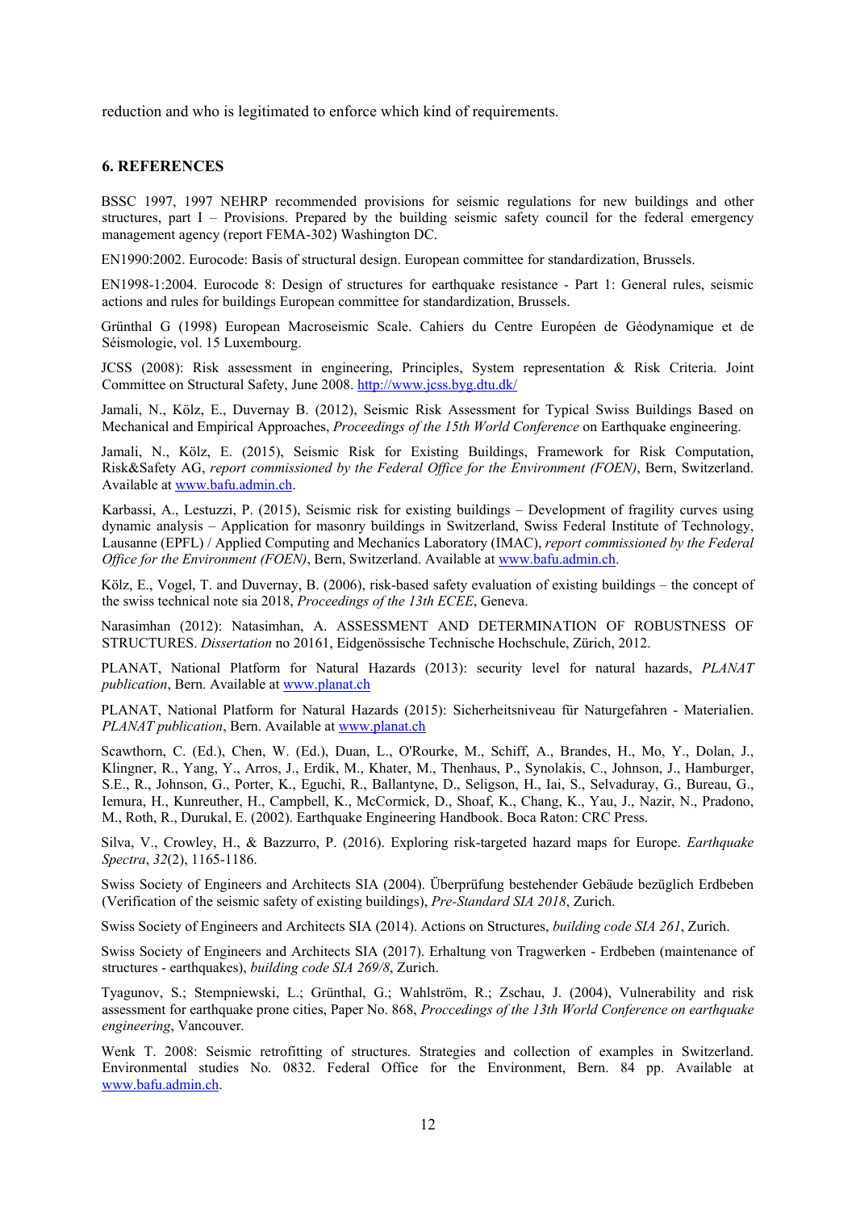reduction and who is legitimated to enforce which kind of requirements.

## 6. REFERENCES

BSSC 1997, 1997 NEHRP recommended provisions for seismic regulations for new buildings and other structures, part I – Provisions. Prepared by the building seismic safety council for the federal emergency management agency (report FEMA-302) Washington DC.

EN1990:2002. Eurocode: Basis of structural design. European committee for standardization, Brussels.

EN1998-1:2004. Eurocode 8: Design of structures for earthquake resistance - Part 1: General rules, seismic actions and rules for buildings European committee for standardization, Brussels.

Grünthal G (1998) European Macroseismic Scale. Cahiers du Centre Européen de Géodynamique et de Séismologie, vol. 15 Luxembourg.

JCSS (2008): Risk assessment in engineering, Principles, System representation & Risk Criteria. Joint Committee on Structural Safety, June 2008. http://www.jcss.byg.dtu.dk/

Jamali, N., Kölz, E., Duvernay B. (2012), Seismic Risk Assessment for Typical Swiss Buildings Based on Mechanical and Empirical Approaches, *Proceedings of the 15th World Conference* on Earthquake engineering.

Jamali, N., Kölz, E. (2015), Seismic Risk for Existing Buildings, Framework for Risk Computation, Risk&Safety AG, *report commissioned by the Federal Office for the Environment (FOEN)*, Bern, Switzerland. Available at www.bafu.admin.ch.

Karbassi, A., Lestuzzi, P. (2015), Seismic risk for existing buildings – Development of fragility curves using dynamic analysis – Application for masonry buildings in Switzerland, Swiss Federal Institute of Technology, Lausanne (EPFL) / Applied Computing and Mechanics Laboratory (IMAC), *report commissioned by the Federal Office for the Environment (FOEN)*, Bern, Switzerland. Available at www.bafu.admin.ch.

Kölz, E., Vogel, T. and Duvernay, B. (2006), risk-based safety evaluation of existing buildings – the concept of the swiss technical note sia 2018, *Proceedings of the 13th ECEE*, Geneva.

Narasimhan (2012): Natasimhan, A. ASSESSMENT AND DETERMINATION OF ROBUSTNESS OF STRUCTURES. *Dissertation* no 20161, Eidgenössische Technische Hochschule, Zürich, 2012.

PLANAT, National Platform for Natural Hazards (2013): security level for natural hazards, *PLANAT publication*, Bern. Available at www.planat.ch

PLANAT, National Platform for Natural Hazards (2015): Sicherheitsniveau für Naturgefahren - Materialien. *PLANAT publication*, Bern. Available at www.planat.ch

Scawthorn, C. (Ed.), Chen, W. (Ed.), Duan, L., O'Rourke, M., Schiff, A., Brandes, H., Mo, Y., Dolan, J., Klingner, R., Yang, Y., Arros, J., Erdik, M., Khater, M., Thenhaus, P., Synolakis, C., Johnson, J., Hamburger, S.E., R., Johnson, G., Porter, K., Eguchi, R., Ballantyne, D., Seligson, H., Iai, S., Selvaduray, G., Bureau, G., Iemura, H., Kunreuther, H., Campbell, K., McCormick, D., Shoaf, K., Chang, K., Yau, J., Nazir, N., Pradono, M., Roth, R., Durukal, E. (2002). Earthquake Engineering Handbook. Boca Raton: CRC Press.

Silva, V., Crowley, H., & Bazzurro, P. (2016). Exploring risk-targeted hazard maps for Europe. *Earthquake Spectra*, *32*(2), 1165-1186.

Swiss Society of Engineers and Architects SIA (2004). Überprüfung bestehender Gebäude bezüglich Erdbeben (Verification of the seismic safety of existing buildings), *Pre-Standard SIA 2018*, Zurich.

Swiss Society of Engineers and Architects SIA (2014). Actions on Structures, *building code SIA 261*, Zurich.

Swiss Society of Engineers and Architects SIA (2017). Erhaltung von Tragwerken - Erdbeben (maintenance of structures - earthquakes), *building code SIA 269/8*, Zurich.

Tyagunov, S.; Stempniewski, L.; Grünthal, G.; Wahlström, R.; Zschau, J. (2004), Vulnerability and risk assessment for earthquake prone cities, Paper No. 868, *Proccedings of the 13th World Conference on earthquake engineering*, Vancouver.

Wenk T. 2008: Seismic retrofitting of structures. Strategies and collection of examples in Switzerland. Environmental studies No. 0832. Federal Office for the Environment, Bern. 84 pp. Available at www.bafu.admin.ch.